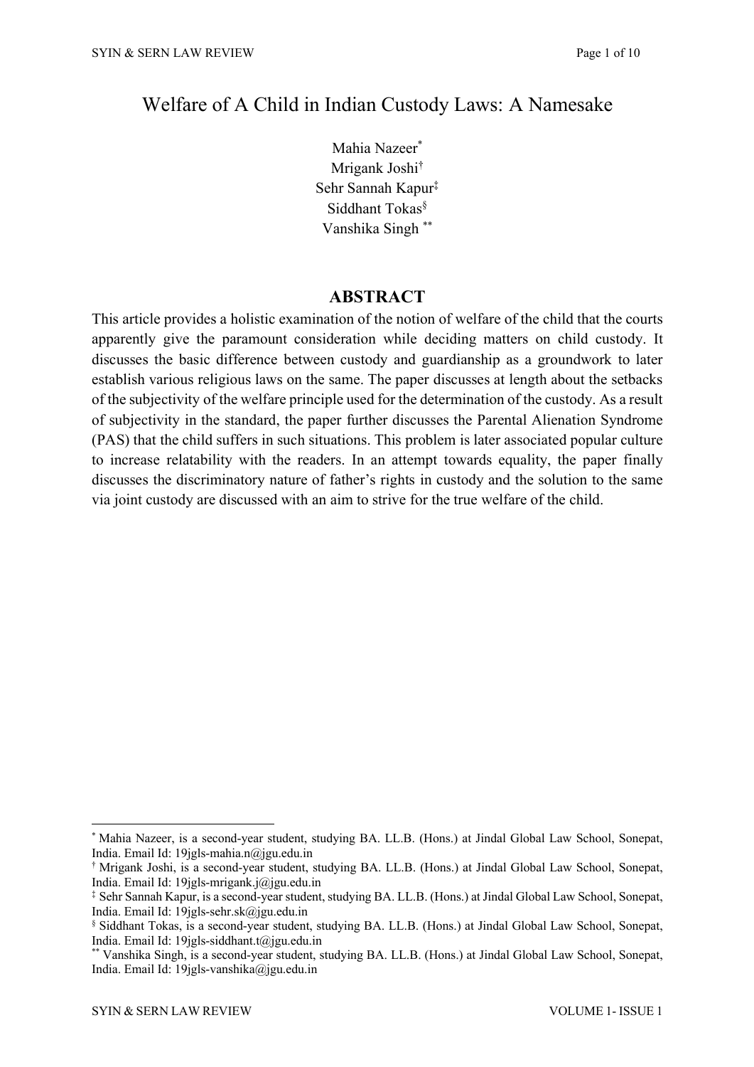# Welfare of A Child in Indian Custody Laws: A Namesake

Mahia Nazeer[*]
Mrigank Joshi[†]
Sehr Sannah Kapur[‡]
Siddhant Tokas[§]
Vanshika Singh[**]

## ABSTRACT

This article provides a holistic examination of the notion of welfare of the child that the courts apparently give the paramount consideration while deciding matters on child custody. It discusses the basic difference between custody and guardianship as a groundwork to later establish various religious laws on the same. The paper discusses at length about the setbacks of the subjectivity of the welfare principle used for the determination of the custody. As a result of subjectivity in the standard, the paper further discusses the Parental Alienation Syndrome (PAS) that the child suffers in such situations. This problem is later associated popular culture to increase relatability with the readers. In an attempt towards equality, the paper finally discusses the discriminatory nature of father's rights in custody and the solution to the same via joint custody are discussed with an aim to strive for the true welfare of the child.

---

[*] Mahia Nazeer, is a second-year student, studying BA. LL.B. (Hons.) at Jindal Global Law School, Sonepat, India. Email Id: 19jgls-mahia.n@jgu.edu.in

[†] Mrigank Joshi, is a second-year student, studying BA. LL.B. (Hons.) at Jindal Global Law School, Sonepat, India. Email Id: 19jgls-mrigank.j@jgu.edu.in

[‡] Sehr Sannah Kapur, is a second-year student, studying BA. LL.B. (Hons.) at Jindal Global Law School, Sonepat, India. Email Id: 19jgls-sehr.sk@jgu.edu.in

[§] Siddhant Tokas, is a second-year student, studying BA. LL.B. (Hons.) at Jindal Global Law School, Sonepat, India. Email Id: 19jgls-siddhant.t@jgu.edu.in

[**] Vanshika Singh, is a second-year student, studying BA. LL.B. (Hons.) at Jindal Global Law School, Sonepat, India. Email Id: 19jgls-vanshika@jgu.edu.in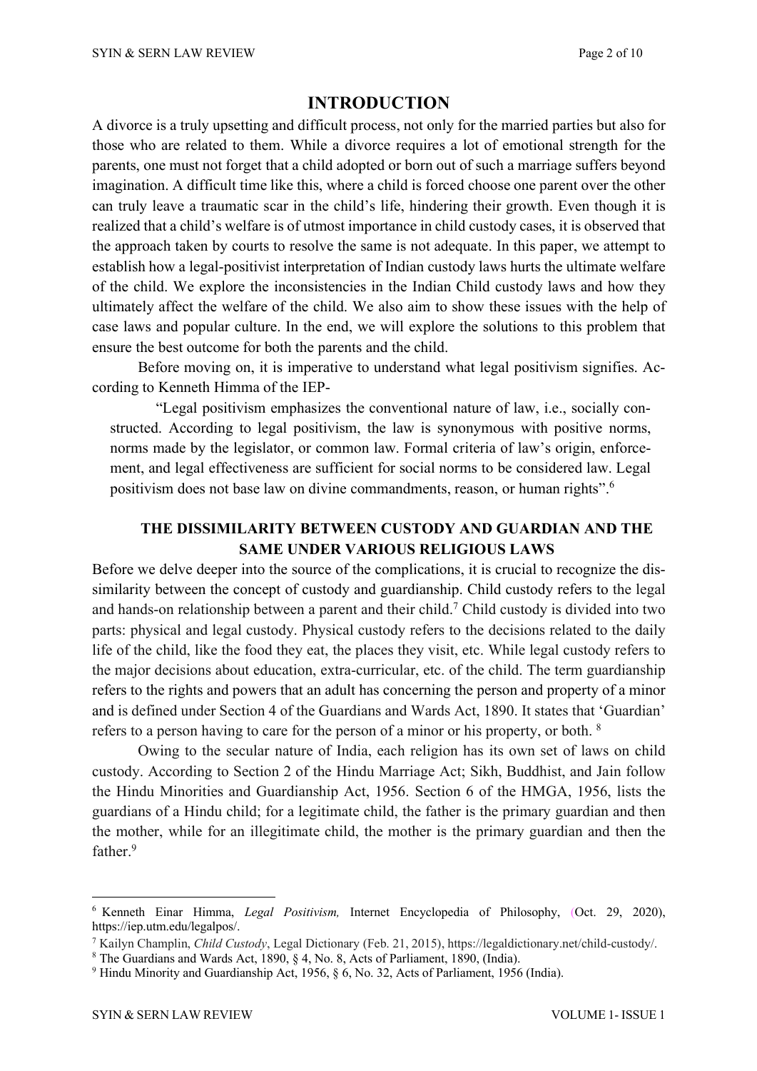## INTRODUCTION

A divorce is a truly upsetting and difficult process, not only for the married parties but also for those who are related to them. While a divorce requires a lot of emotional strength for the parents, one must not forget that a child adopted or born out of such a marriage suffers beyond imagination. A difficult time like this, where a child is forced choose one parent over the other can truly leave a traumatic scar in the child's life, hindering their growth. Even though it is realized that a child's welfare is of utmost importance in child custody cases, it is observed that the approach taken by courts to resolve the same is not adequate. In this paper, we attempt to establish how a legal-positivist interpretation of Indian custody laws hurts the ultimate welfare of the child. We explore the inconsistencies in the Indian Child custody laws and how they ultimately affect the welfare of the child. We also aim to show these issues with the help of case laws and popular culture. In the end, we will explore the solutions to this problem that ensure the best outcome for both the parents and the child.

Before moving on, it is imperative to understand what legal positivism signifies. According to Kenneth Himma of the IEP-

> "Legal positivism emphasizes the conventional nature of law, i.e., socially constructed. According to legal positivism, the law is synonymous with positive norms, norms made by the legislator, or common law. Formal criteria of law's origin, enforcement, and legal effectiveness are sufficient for social norms to be considered law. Legal positivism does not base law on divine commandments, reason, or human rights".[6]

### THE DISSIMILARITY BETWEEN CUSTODY AND GUARDIAN AND THE SAME UNDER VARIOUS RELIGIOUS LAWS

Before we delve deeper into the source of the complications, it is crucial to recognize the dissimilarity between the concept of custody and guardianship. Child custody refers to the legal and hands-on relationship between a parent and their child.[7] Child custody is divided into two parts: physical and legal custody. Physical custody refers to the decisions related to the daily life of the child, like the food they eat, the places they visit, etc. While legal custody refers to the major decisions about education, extra-curricular, etc. of the child. The term guardianship refers to the rights and powers that an adult has concerning the person and property of a minor and is defined under Section 4 of the Guardians and Wards Act, 1890. It states that 'Guardian' refers to a person having to care for the person of a minor or his property, or both. [8]

Owing to the secular nature of India, each religion has its own set of laws on child custody. According to Section 2 of the Hindu Marriage Act; Sikh, Buddhist, and Jain follow the Hindu Minorities and Guardianship Act, 1956. Section 6 of the HMGA, 1956, lists the guardians of a Hindu child; for a legitimate child, the father is the primary guardian and then the mother, while for an illegitimate child, the mother is the primary guardian and then the father.[9]

---

[6] Kenneth Einar Himma, *Legal Positivism,* Internet Encyclopedia of Philosophy, (Oct. 29, 2020), https://iep.utm.edu/legalpos/.

[7] Kailyn Champlin, *Child Custody*, Legal Dictionary (Feb. 21, 2015), https://legaldictionary.net/child-custody/.

[8] The Guardians and Wards Act, 1890, § 4, No. 8, Acts of Parliament, 1890, (India).

[9] Hindu Minority and Guardianship Act, 1956, § 6, No. 32, Acts of Parliament, 1956 (India).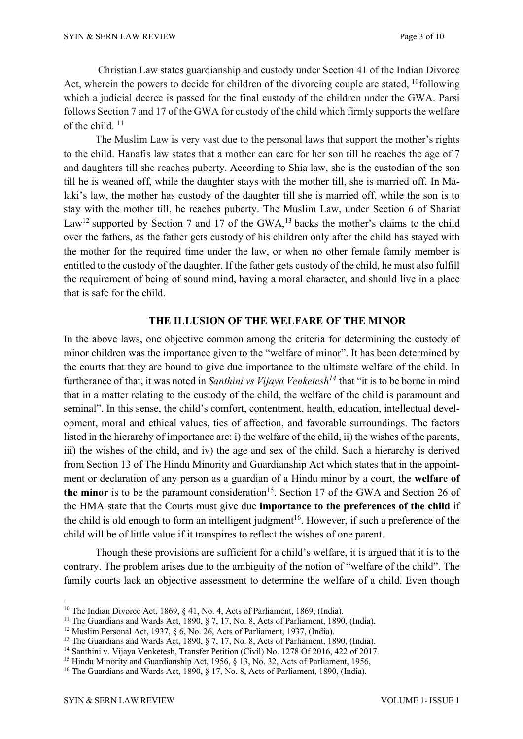Christian Law states guardianship and custody under Section 41 of the Indian Divorce Act, wherein the powers to decide for children of the divorcing couple are stated, [10]following which a judicial decree is passed for the final custody of the children under the GWA. Parsi follows Section 7 and 17 of the GWA for custody of the child which firmly supports the welfare of the child. [11]

The Muslim Law is very vast due to the personal laws that support the mother's rights to the child. Hanafis law states that a mother can care for her son till he reaches the age of 7 and daughters till she reaches puberty. According to Shia law, she is the custodian of the son till he is weaned off, while the daughter stays with the mother till, she is married off. In Malaki's law, the mother has custody of the daughter till she is married off, while the son is to stay with the mother till, he reaches puberty. The Muslim Law, under Section 6 of Shariat Law[12] supported by Section 7 and 17 of the GWA,[13] backs the mother's claims to the child over the fathers, as the father gets custody of his children only after the child has stayed with the mother for the required time under the law, or when no other female family member is entitled to the custody of the daughter. If the father gets custody of the child, he must also fulfill the requirement of being of sound mind, having a moral character, and should live in a place that is safe for the child.

## THE ILLUSION OF THE WELFARE OF THE MINOR

In the above laws, one objective common among the criteria for determining the custody of minor children was the importance given to the "welfare of minor". It has been determined by the courts that they are bound to give due importance to the ultimate welfare of the child. In furtherance of that, it was noted in *Santhini vs Vijaya Venketesh*[14] that "it is to be borne in mind that in a matter relating to the custody of the child, the welfare of the child is paramount and seminal". In this sense, the child's comfort, contentment, health, education, intellectual development, moral and ethical values, ties of affection, and favorable surroundings. The factors listed in the hierarchy of importance are: i) the welfare of the child, ii) the wishes of the parents, iii) the wishes of the child, and iv) the age and sex of the child. Such a hierarchy is derived from Section 13 of The Hindu Minority and Guardianship Act which states that in the appointment or declaration of any person as a guardian of a Hindu minor by a court, the **welfare of the minor** is to be the paramount consideration[15]. Section 17 of the GWA and Section 26 of the HMA state that the Courts must give due **importance to the preferences of the child** if the child is old enough to form an intelligent judgment[16]. However, if such a preference of the child will be of little value if it transpires to reflect the wishes of one parent.

Though these provisions are sufficient for a child's welfare, it is argued that it is to the contrary. The problem arises due to the ambiguity of the notion of "welfare of the child". The family courts lack an objective assessment to determine the welfare of a child. Even though

---

[10] The Indian Divorce Act, 1869, § 41, No. 4, Acts of Parliament, 1869, (India).

[11] The Guardians and Wards Act, 1890, § 7, 17, No. 8, Acts of Parliament, 1890, (India).

[12] Muslim Personal Act, 1937, § 6, No. 26, Acts of Parliament, 1937, (India).

[13] The Guardians and Wards Act, 1890, § 7, 17, No. 8, Acts of Parliament, 1890, (India).

[14] Santhini v. Vijaya Venketesh, Transfer Petition (Civil) No. 1278 Of 2016, 422 of 2017.

[15] Hindu Minority and Guardianship Act, 1956, § 13, No. 32, Acts of Parliament, 1956,

[16] The Guardians and Wards Act, 1890, § 17, No. 8, Acts of Parliament, 1890, (India).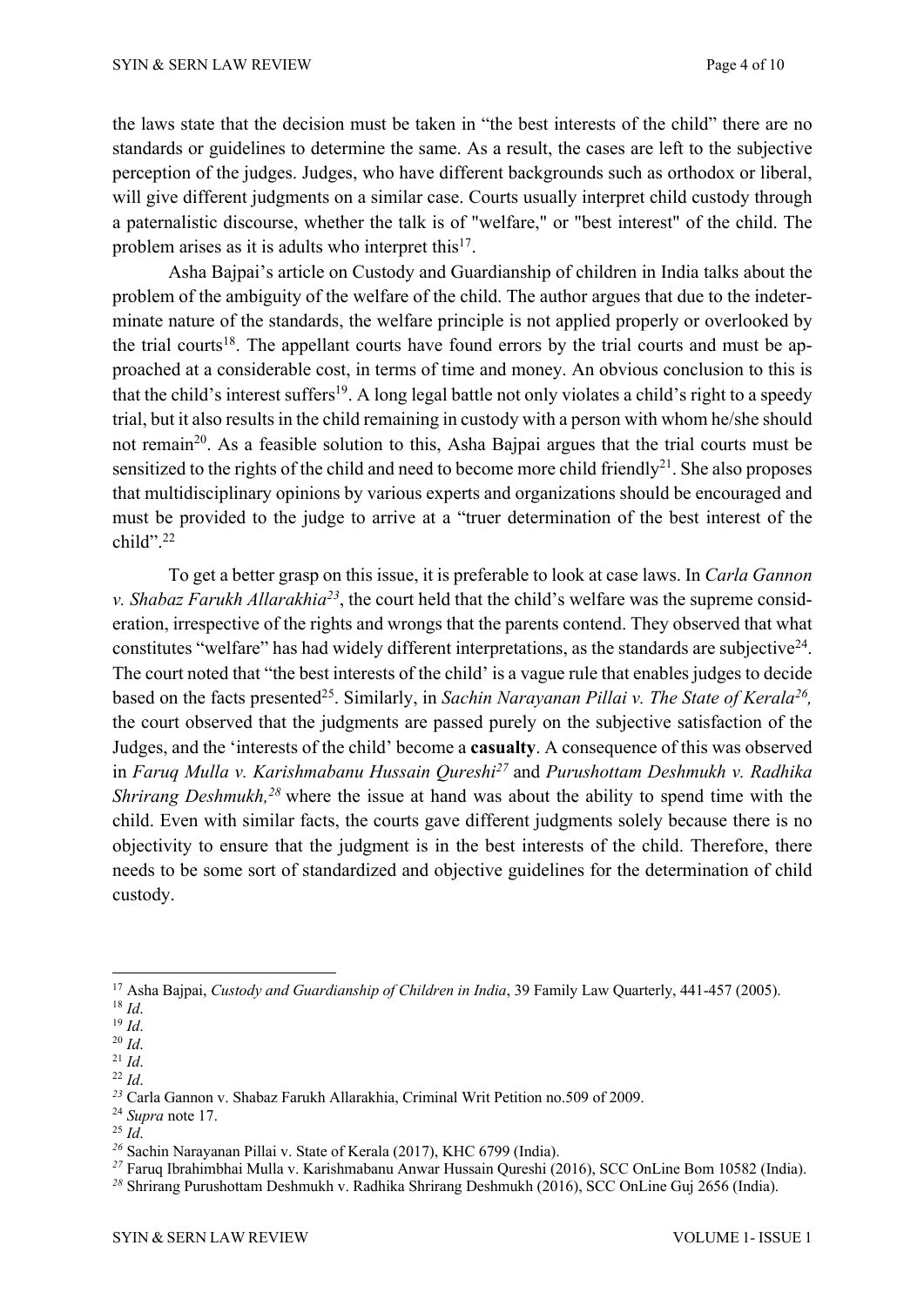the laws state that the decision must be taken in "the best interests of the child" there are no standards or guidelines to determine the same. As a result, the cases are left to the subjective perception of the judges. Judges, who have different backgrounds such as orthodox or liberal, will give different judgments on a similar case. Courts usually interpret child custody through a paternalistic discourse, whether the talk is of "welfare," or "best interest" of the child. The problem arises as it is adults who interpret this[17].

Asha Bajpai's article on Custody and Guardianship of children in India talks about the problem of the ambiguity of the welfare of the child. The author argues that due to the indeterminate nature of the standards, the welfare principle is not applied properly or overlooked by the trial courts[18]. The appellant courts have found errors by the trial courts and must be approached at a considerable cost, in terms of time and money. An obvious conclusion to this is that the child's interest suffers[19]. A long legal battle not only violates a child's right to a speedy trial, but it also results in the child remaining in custody with a person with whom he/she should not remain[20]. As a feasible solution to this, Asha Bajpai argues that the trial courts must be sensitized to the rights of the child and need to become more child friendly[21]. She also proposes that multidisciplinary opinions by various experts and organizations should be encouraged and must be provided to the judge to arrive at a "truer determination of the best interest of the child".[22]

To get a better grasp on this issue, it is preferable to look at case laws. In *Carla Gannon v. Shabaz Farukh Allarakhia*[23], the court held that the child's welfare was the supreme consideration, irrespective of the rights and wrongs that the parents contend. They observed that what constitutes "welfare" has had widely different interpretations, as the standards are subjective[24]. The court noted that "the best interests of the child' is a vague rule that enables judges to decide based on the facts presented[25]. Similarly, in *Sachin Narayanan Pillai v. The State of Kerala*[26], the court observed that the judgments are passed purely on the subjective satisfaction of the Judges, and the 'interests of the child' become a **casualty**. A consequence of this was observed in *Faruq Mulla v. Karishmabanu Hussain Qureshi*[27] and *Purushottam Deshmukh v. Radhika Shrirang Deshmukh,*[28] where the issue at hand was about the ability to spend time with the child. Even with similar facts, the courts gave different judgments solely because there is no objectivity to ensure that the judgment is in the best interests of the child. Therefore, there needs to be some sort of standardized and objective guidelines for the determination of child custody.

---

[17] Asha Bajpai, *Custody and Guardianship of Children in India*, 39 Family Law Quarterly, 441-457 (2005).

[18] *Id*.

[19] *Id*.

[20] *Id*.

[21] *Id*.

[22] *Id*.

[23] Carla Gannon v. Shabaz Farukh Allarakhia, Criminal Writ Petition no.509 of 2009.

[24] *Supra* note 17.

[25] *Id*.

[26] Sachin Narayanan Pillai v. State of Kerala (2017), KHC 6799 (India).

[27] Faruq Ibrahimbhai Mulla v. Karishmabanu Anwar Hussain Qureshi (2016), SCC OnLine Bom 10582 (India).

[28] Shrirang Purushottam Deshmukh v. Radhika Shrirang Deshmukh (2016), SCC OnLine Guj 2656 (India).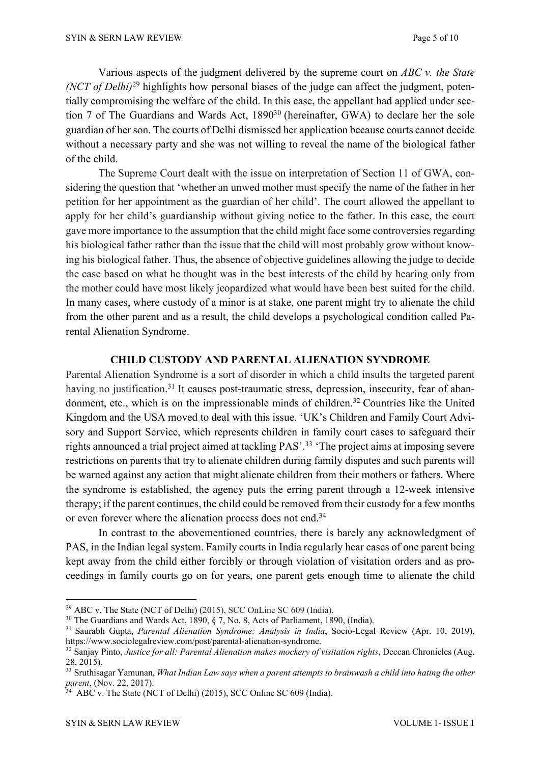Various aspects of the judgment delivered by the supreme court on *ABC v. the State (NCT of Delhi)*[29] highlights how personal biases of the judge can affect the judgment, potentially compromising the welfare of the child. In this case, the appellant had applied under section 7 of The Guardians and Wards Act, 1890[30] (hereinafter, GWA) to declare her the sole guardian of her son. The courts of Delhi dismissed her application because courts cannot decide without a necessary party and she was not willing to reveal the name of the biological father of the child.

The Supreme Court dealt with the issue on interpretation of Section 11 of GWA, considering the question that 'whether an unwed mother must specify the name of the father in her petition for her appointment as the guardian of her child'. The court allowed the appellant to apply for her child's guardianship without giving notice to the father. In this case, the court gave more importance to the assumption that the child might face some controversies regarding his biological father rather than the issue that the child will most probably grow without knowing his biological father. Thus, the absence of objective guidelines allowing the judge to decide the case based on what he thought was in the best interests of the child by hearing only from the mother could have most likely jeopardized what would have been best suited for the child. In many cases, where custody of a minor is at stake, one parent might try to alienate the child from the other parent and as a result, the child develops a psychological condition called Parental Alienation Syndrome.

## CHILD CUSTODY AND PARENTAL ALIENATION SYNDROME

Parental Alienation Syndrome is a sort of disorder in which a child insults the targeted parent having no justification.[31] It causes post-traumatic stress, depression, insecurity, fear of abandonment, etc., which is on the impressionable minds of children.[32] Countries like the United Kingdom and the USA moved to deal with this issue. 'UK's Children and Family Court Advisory and Support Service, which represents children in family court cases to safeguard their rights announced a trial project aimed at tackling PAS'.[33] 'The project aims at imposing severe restrictions on parents that try to alienate children during family disputes and such parents will be warned against any action that might alienate children from their mothers or fathers. Where the syndrome is established, the agency puts the erring parent through a 12-week intensive therapy; if the parent continues, the child could be removed from their custody for a few months or even forever where the alienation process does not end.[34]

In contrast to the abovementioned countries, there is barely any acknowledgment of PAS, in the Indian legal system. Family courts in India regularly hear cases of one parent being kept away from the child either forcibly or through violation of visitation orders and as proceedings in family courts go on for years, one parent gets enough time to alienate the child

---

[29] ABC v. The State (NCT of Delhi) (2015), SCC OnLine SC 609 (India).

[30] The Guardians and Wards Act, 1890, § 7, No. 8, Acts of Parliament, 1890, (India).

[31] Saurabh Gupta, *Parental Alienation Syndrome: Analysis in India*, Socio-Legal Review (Apr. 10, 2019), https://www.sociolegalreview.com/post/parental-alienation-syndrome.

[32] Sanjay Pinto, *Justice for all: Parental Alienation makes mockery of visitation rights*, Deccan Chronicles (Aug. 28, 2015).

[33] Sruthisagar Yamunan, *What Indian Law says when a parent attempts to brainwash a child into hating the other parent*, (Nov. 22, 2017).

[34] ABC v. The State (NCT of Delhi) (2015), SCC Online SC 609 (India).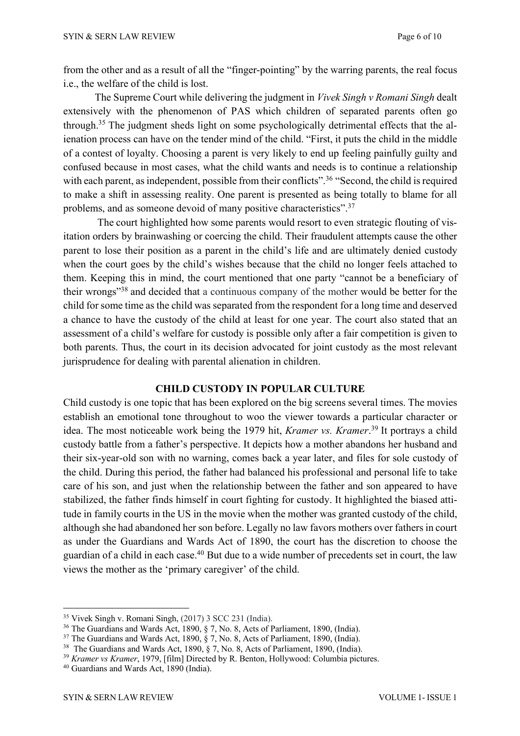from the other and as a result of all the "finger-pointing" by the warring parents, the real focus i.e., the welfare of the child is lost.

The Supreme Court while delivering the judgment in *Vivek Singh v Romani Singh* dealt extensively with the phenomenon of PAS which children of separated parents often go through.[35] The judgment sheds light on some psychologically detrimental effects that the alienation process can have on the tender mind of the child. "First, it puts the child in the middle of a contest of loyalty. Choosing a parent is very likely to end up feeling painfully guilty and confused because in most cases, what the child wants and needs is to continue a relationship with each parent, as independent, possible from their conflicts".[36] "Second, the child is required to make a shift in assessing reality. One parent is presented as being totally to blame for all problems, and as someone devoid of many positive characteristics".[37]

The court highlighted how some parents would resort to even strategic flouting of visitation orders by brainwashing or coercing the child. Their fraudulent attempts cause the other parent to lose their position as a parent in the child's life and are ultimately denied custody when the court goes by the child's wishes because that the child no longer feels attached to them. Keeping this in mind, the court mentioned that one party "cannot be a beneficiary of their wrongs"[38] and decided that a continuous company of the mother would be better for the child for some time as the child was separated from the respondent for a long time and deserved a chance to have the custody of the child at least for one year. The court also stated that an assessment of a child's welfare for custody is possible only after a fair competition is given to both parents. Thus, the court in its decision advocated for joint custody as the most relevant jurisprudence for dealing with parental alienation in children.

## CHILD CUSTODY IN POPULAR CULTURE

Child custody is one topic that has been explored on the big screens several times. The movies establish an emotional tone throughout to woo the viewer towards a particular character or idea. The most noticeable work being the 1979 hit, *Kramer vs. Kramer*.[39] It portrays a child custody battle from a father's perspective. It depicts how a mother abandons her husband and their six-year-old son with no warning, comes back a year later, and files for sole custody of the child. During this period, the father had balanced his professional and personal life to take care of his son, and just when the relationship between the father and son appeared to have stabilized, the father finds himself in court fighting for custody. It highlighted the biased attitude in family courts in the US in the movie when the mother was granted custody of the child, although she had abandoned her son before. Legally no law favors mothers over fathers in court as under the Guardians and Wards Act of 1890, the court has the discretion to choose the guardian of a child in each case.[40] But due to a wide number of precedents set in court, the law views the mother as the 'primary caregiver' of the child.

---

[35] Vivek Singh v. Romani Singh, (2017) 3 SCC 231 (India).

[36] The Guardians and Wards Act, 1890, § 7, No. 8, Acts of Parliament, 1890, (India).

[37] The Guardians and Wards Act, 1890, § 7, No. 8, Acts of Parliament, 1890, (India).

[38] The Guardians and Wards Act, 1890, § 7, No. 8, Acts of Parliament, 1890, (India).

[39] *Kramer vs Kramer*, 1979, [film] Directed by R. Benton, Hollywood: Columbia pictures.

[40] Guardians and Wards Act, 1890 (India).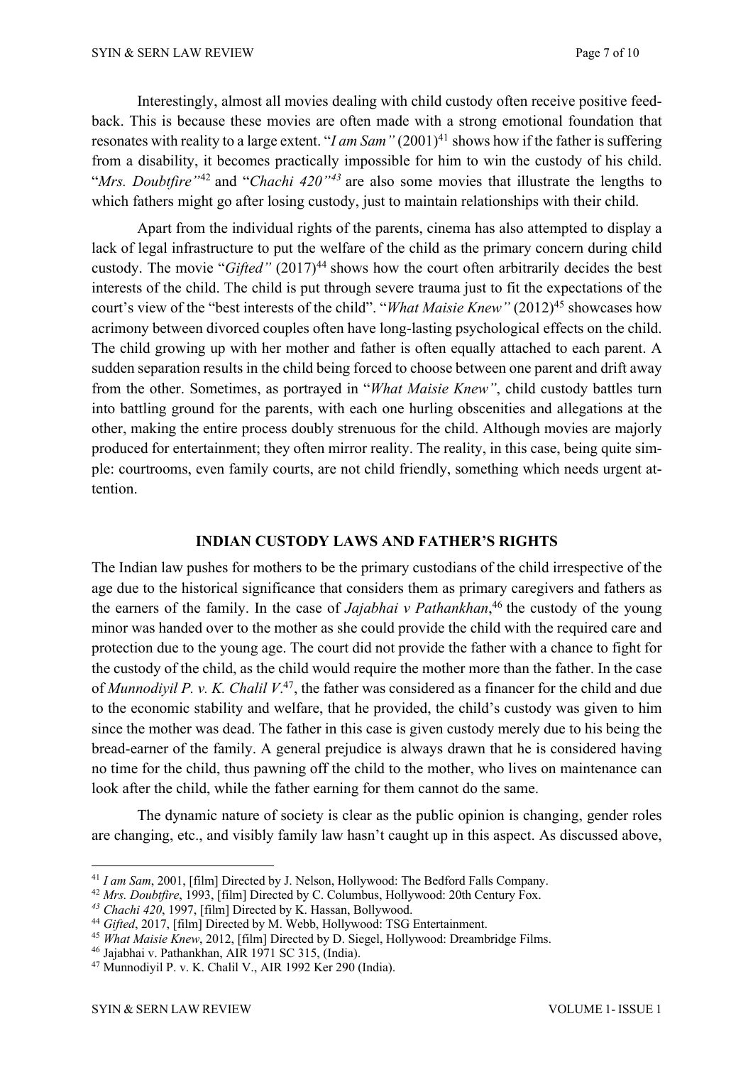Interestingly, almost all movies dealing with child custody often receive positive feedback. This is because these movies are often made with a strong emotional foundation that resonates with reality to a large extent. "*I am Sam"* (2001)[41] shows how if the father is suffering from a disability, it becomes practically impossible for him to win the custody of his child. "*Mrs. Doubtfire"*[42] and "*Chachi 420"*[43] are also some movies that illustrate the lengths to which fathers might go after losing custody, just to maintain relationships with their child.

Apart from the individual rights of the parents, cinema has also attempted to display a lack of legal infrastructure to put the welfare of the child as the primary concern during child custody. The movie "*Gifted"* (2017)[44] shows how the court often arbitrarily decides the best interests of the child. The child is put through severe trauma just to fit the expectations of the court's view of the "best interests of the child". "*What Maisie Knew"* (2012)[45] showcases how acrimony between divorced couples often have long-lasting psychological effects on the child. The child growing up with her mother and father is often equally attached to each parent. A sudden separation results in the child being forced to choose between one parent and drift away from the other. Sometimes, as portrayed in "*What Maisie Knew"*, child custody battles turn into battling ground for the parents, with each one hurling obscenities and allegations at the other, making the entire process doubly strenuous for the child. Although movies are majorly produced for entertainment; they often mirror reality. The reality, in this case, being quite simple: courtrooms, even family courts, are not child friendly, something which needs urgent attention.

## INDIAN CUSTODY LAWS AND FATHER'S RIGHTS

The Indian law pushes for mothers to be the primary custodians of the child irrespective of the age due to the historical significance that considers them as primary caregivers and fathers as the earners of the family. In the case of *Jajabhai v Pathankhan*,[46] the custody of the young minor was handed over to the mother as she could provide the child with the required care and protection due to the young age. The court did not provide the father with a chance to fight for the custody of the child, as the child would require the mother more than the father. In the case of *Munnodiyil P. v. K. Chalil V*.[47], the father was considered as a financer for the child and due to the economic stability and welfare, that he provided, the child's custody was given to him since the mother was dead. The father in this case is given custody merely due to his being the bread-earner of the family. A general prejudice is always drawn that he is considered having no time for the child, thus pawning off the child to the mother, who lives on maintenance can look after the child, while the father earning for them cannot do the same.

The dynamic nature of society is clear as the public opinion is changing, gender roles are changing, etc., and visibly family law hasn't caught up in this aspect. As discussed above,

---

[41] *I am Sam*, 2001, [film] Directed by J. Nelson, Hollywood: The Bedford Falls Company.

[42] *Mrs. Doubtfire*, 1993, [film] Directed by C. Columbus, Hollywood: 20th Century Fox.

[43] *Chachi 420*, 1997, [film] Directed by K. Hassan, Bollywood.

[44] *Gifted*, 2017, [film] Directed by M. Webb, Hollywood: TSG Entertainment.

[45] *What Maisie Knew*, 2012, [film] Directed by D. Siegel, Hollywood: Dreambridge Films.

[46] Jajabhai v. Pathankhan, AIR 1971 SC 315, (India).

[47] Munnodiyil P. v. K. Chalil V., AIR 1992 Ker 290 (India).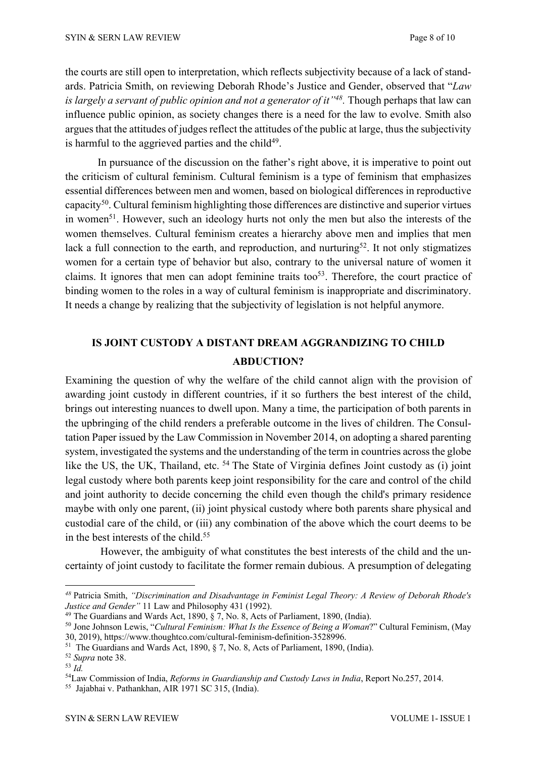the courts are still open to interpretation, which reflects subjectivity because of a lack of standards. Patricia Smith, on reviewing Deborah Rhode's Justice and Gender, observed that "*Law is largely a servant of public opinion and not a generator of it"*[48]. Though perhaps that law can influence public opinion, as society changes there is a need for the law to evolve. Smith also argues that the attitudes of judges reflect the attitudes of the public at large, thus the subjectivity is harmful to the aggrieved parties and the child[49].

In pursuance of the discussion on the father's right above, it is imperative to point out the criticism of cultural feminism. Cultural feminism is a type of feminism that emphasizes essential differences between men and women, based on biological differences in reproductive capacity[50]. Cultural feminism highlighting those differences are distinctive and superior virtues in women[51]. However, such an ideology hurts not only the men but also the interests of the women themselves. Cultural feminism creates a hierarchy above men and implies that men lack a full connection to the earth, and reproduction, and nurturing[52]. It not only stigmatizes women for a certain type of behavior but also, contrary to the universal nature of women it claims. It ignores that men can adopt feminine traits too[53]. Therefore, the court practice of binding women to the roles in a way of cultural feminism is inappropriate and discriminatory. It needs a change by realizing that the subjectivity of legislation is not helpful anymore.

## IS JOINT CUSTODY A DISTANT DREAM AGGRANDIZING TO CHILD ABDUCTION?

Examining the question of why the welfare of the child cannot align with the provision of awarding joint custody in different countries, if it so furthers the best interest of the child, brings out interesting nuances to dwell upon. Many a time, the participation of both parents in the upbringing of the child renders a preferable outcome in the lives of children. The Consultation Paper issued by the Law Commission in November 2014, on adopting a shared parenting system, investigated the systems and the understanding of the term in countries across the globe like the US, the UK, Thailand, etc. [54] The State of Virginia defines Joint custody as (i) joint legal custody where both parents keep joint responsibility for the care and control of the child and joint authority to decide concerning the child even though the child's primary residence maybe with only one parent, (ii) joint physical custody where both parents share physical and custodial care of the child, or (iii) any combination of the above which the court deems to be in the best interests of the child.[55]

However, the ambiguity of what constitutes the best interests of the child and the uncertainty of joint custody to facilitate the former remain dubious. A presumption of delegating

---

[48] Patricia Smith, *"Discrimination and Disadvantage in Feminist Legal Theory: A Review of Deborah Rhode's Justice and Gender"* 11 Law and Philosophy 431 (1992).

[49] The Guardians and Wards Act, 1890, § 7, No. 8, Acts of Parliament, 1890, (India).

[50] Jone Johnson Lewis, "*Cultural Feminism: What Is the Essence of Being a Woman*?" Cultural Feminism, (May 30, 2019), https://www.thoughtco.com/cultural-feminism-definition-3528996.

[51] The Guardians and Wards Act, 1890, § 7, No. 8, Acts of Parliament, 1890, (India).

[52] *Supra* note 38.

[53] *Id.*

[54] Law Commission of India, *Reforms in Guardianship and Custody Laws in India*, Report No.257, 2014.

[55] Jajabhai v. Pathankhan, AIR 1971 SC 315, (India).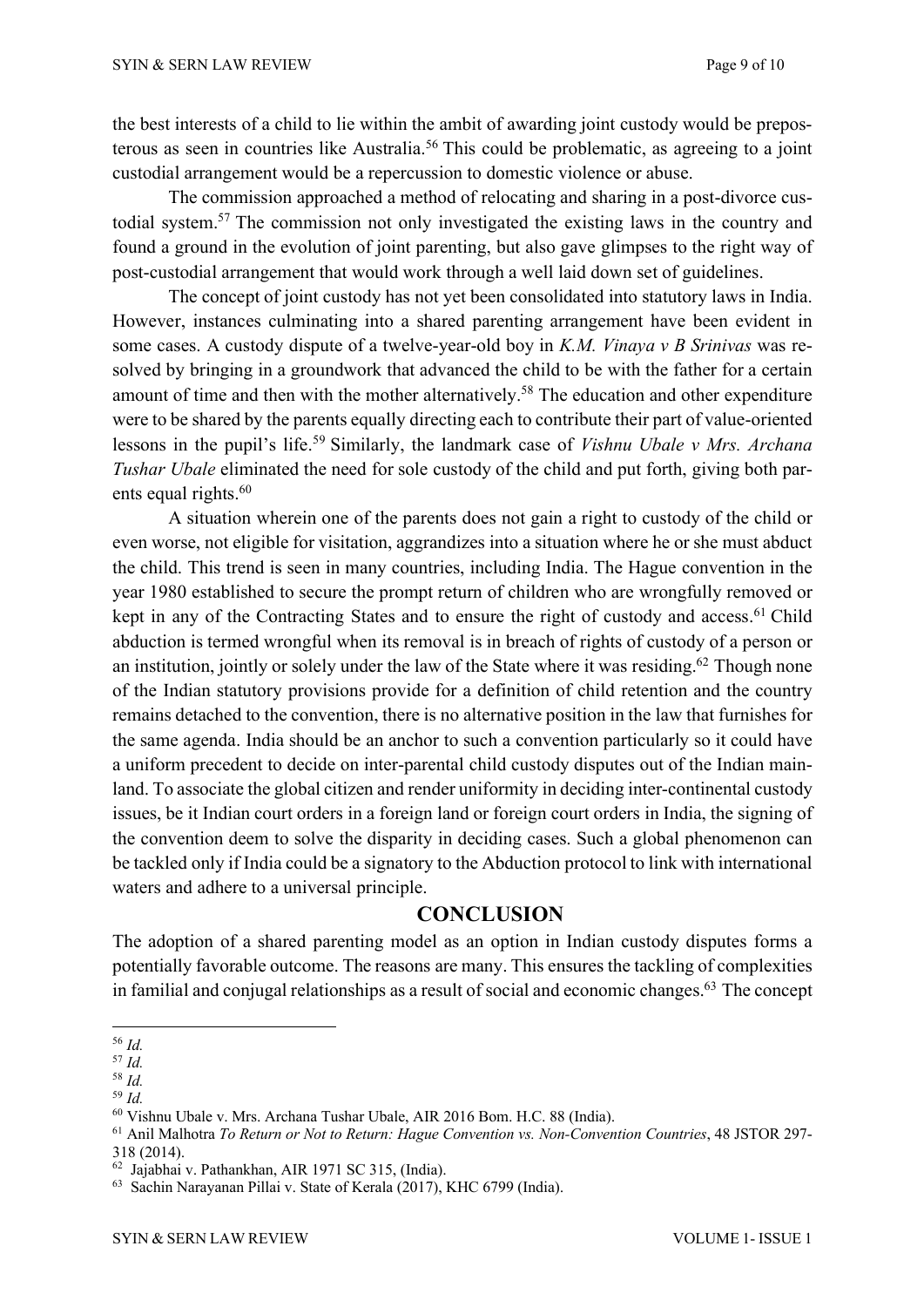the best interests of a child to lie within the ambit of awarding joint custody would be preposterous as seen in countries like Australia.[56] This could be problematic, as agreeing to a joint custodial arrangement would be a repercussion to domestic violence or abuse.

The commission approached a method of relocating and sharing in a post-divorce custodial system.[57] The commission not only investigated the existing laws in the country and found a ground in the evolution of joint parenting, but also gave glimpses to the right way of post-custodial arrangement that would work through a well laid down set of guidelines.

The concept of joint custody has not yet been consolidated into statutory laws in India. However, instances culminating into a shared parenting arrangement have been evident in some cases. A custody dispute of a twelve-year-old boy in *K.M. Vinaya v B Srinivas* was resolved by bringing in a groundwork that advanced the child to be with the father for a certain amount of time and then with the mother alternatively.[58] The education and other expenditure were to be shared by the parents equally directing each to contribute their part of value-oriented lessons in the pupil's life.[59] Similarly, the landmark case of *Vishnu Ubale v Mrs. Archana Tushar Ubale* eliminated the need for sole custody of the child and put forth, giving both parents equal rights.[60]

A situation wherein one of the parents does not gain a right to custody of the child or even worse, not eligible for visitation, aggrandizes into a situation where he or she must abduct the child. This trend is seen in many countries, including India. The Hague convention in the year 1980 established to secure the prompt return of children who are wrongfully removed or kept in any of the Contracting States and to ensure the right of custody and access.[61] Child abduction is termed wrongful when its removal is in breach of rights of custody of a person or an institution, jointly or solely under the law of the State where it was residing.[62] Though none of the Indian statutory provisions provide for a definition of child retention and the country remains detached to the convention, there is no alternative position in the law that furnishes for the same agenda. India should be an anchor to such a convention particularly so it could have a uniform precedent to decide on inter-parental child custody disputes out of the Indian mainland. To associate the global citizen and render uniformity in deciding inter-continental custody issues, be it Indian court orders in a foreign land or foreign court orders in India, the signing of the convention deem to solve the disparity in deciding cases. Such a global phenomenon can be tackled only if India could be a signatory to the Abduction protocol to link with international waters and adhere to a universal principle.

## CONCLUSION

The adoption of a shared parenting model as an option in Indian custody disputes forms a potentially favorable outcome. The reasons are many. This ensures the tackling of complexities in familial and conjugal relationships as a result of social and economic changes.[63] The concept

---

[56] *Id.*

[57] *Id.*

[58] *Id.*

[59] *Id.*

[60] Vishnu Ubale v. Mrs. Archana Tushar Ubale, AIR 2016 Bom. H.C. 88 (India).

[61] Anil Malhotra *To Return or Not to Return: Hague Convention vs. Non-Convention Countries*, 48 JSTOR 297-318 (2014).

[62] Jajabhai v. Pathankhan, AIR 1971 SC 315, (India).

[63] Sachin Narayanan Pillai v. State of Kerala (2017), KHC 6799 (India).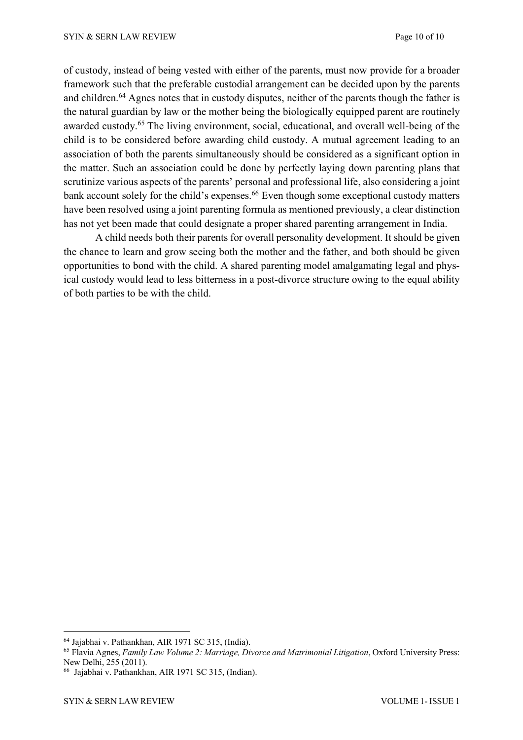of custody, instead of being vested with either of the parents, must now provide for a broader framework such that the preferable custodial arrangement can be decided upon by the parents and children.[64] Agnes notes that in custody disputes, neither of the parents though the father is the natural guardian by law or the mother being the biologically equipped parent are routinely awarded custody.[65] The living environment, social, educational, and overall well-being of the child is to be considered before awarding child custody. A mutual agreement leading to an association of both the parents simultaneously should be considered as a significant option in the matter. Such an association could be done by perfectly laying down parenting plans that scrutinize various aspects of the parents' personal and professional life, also considering a joint bank account solely for the child's expenses.[66] Even though some exceptional custody matters have been resolved using a joint parenting formula as mentioned previously, a clear distinction has not yet been made that could designate a proper shared parenting arrangement in India.

A child needs both their parents for overall personality development. It should be given the chance to learn and grow seeing both the mother and the father, and both should be given opportunities to bond with the child. A shared parenting model amalgamating legal and physical custody would lead to less bitterness in a post-divorce structure owing to the equal ability of both parties to be with the child.

---

[64] Jajabhai v. Pathankhan, AIR 1971 SC 315, (India).

[65] Flavia Agnes, *Family Law Volume 2: Marriage, Divorce and Matrimonial Litigation*, Oxford University Press: New Delhi, 255 (2011).

[66] Jajabhai v. Pathankhan, AIR 1971 SC 315, (Indian).